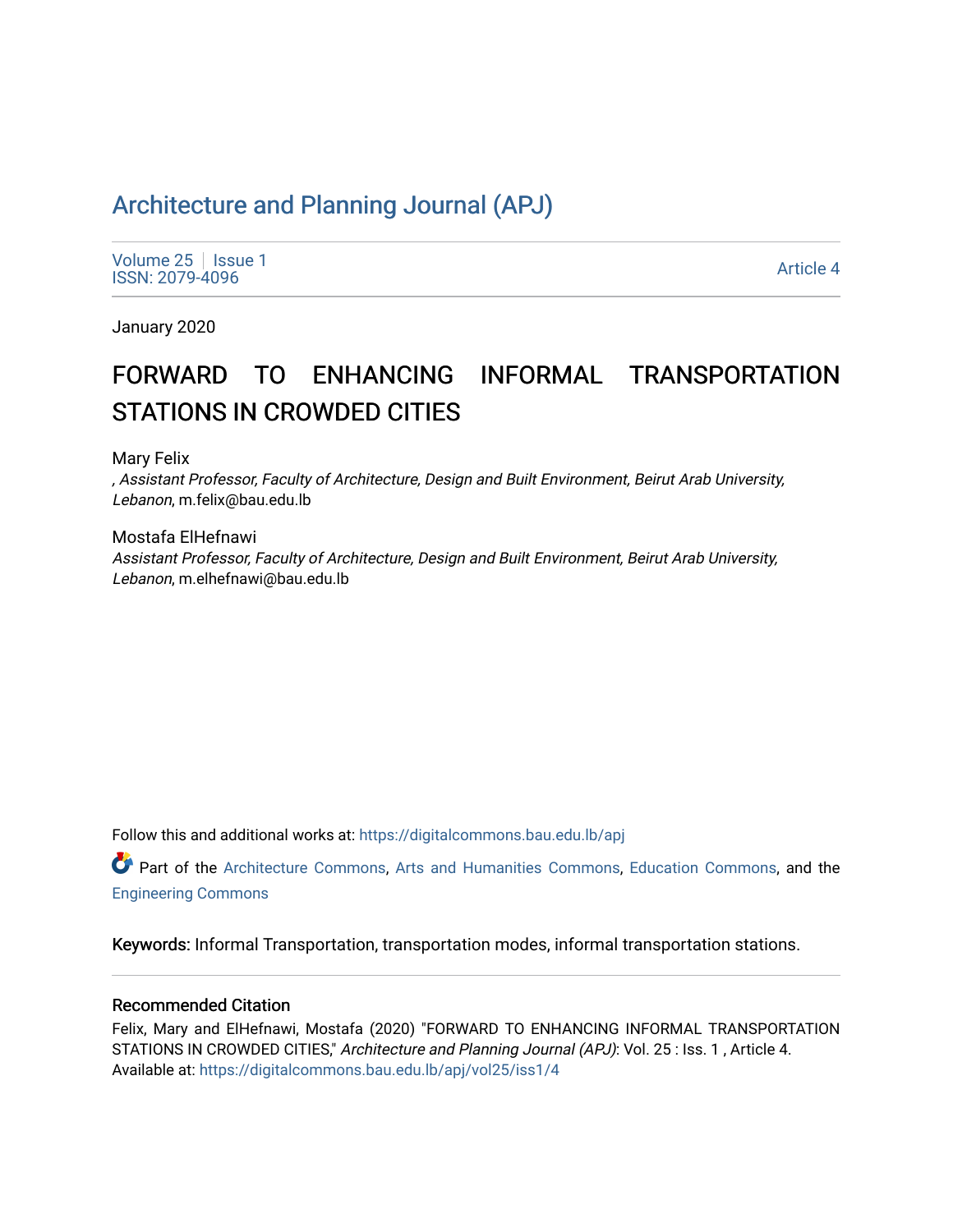# Architecture and Planning Journal (APJ)

Volume 25 | Issue 1
ISSN: 2079-4096

Article 4

January 2020

# FORWARD TO ENHANCING INFORMAL TRANSPORTATION STATIONS IN CROWDED CITIES

Mary Felix

*, Assistant Professor, Faculty of Architecture, Design and Built Environment, Beirut Arab University, Lebanon*, m.felix@bau.edu.lb

Mostafa ElHefnawi

*Assistant Professor, Faculty of Architecture, Design and Built Environment, Beirut Arab University, Lebanon*, m.elhefnawi@bau.edu.lb

Follow this and additional works at: https://digitalcommons.bau.edu.lb/apj

Part of the Architecture Commons, Arts and Humanities Commons, Education Commons, and the Engineering Commons

**Keywords:** Informal Transportation, transportation modes, informal transportation stations.

## Recommended Citation

Felix, Mary and ElHefnawi, Mostafa (2020) "FORWARD TO ENHANCING INFORMAL TRANSPORTATION STATIONS IN CROWDED CITIES," *Architecture and Planning Journal (APJ)*: Vol. 25 : Iss. 1 , Article 4.
Available at: https://digitalcommons.bau.edu.lb/apj/vol25/iss1/4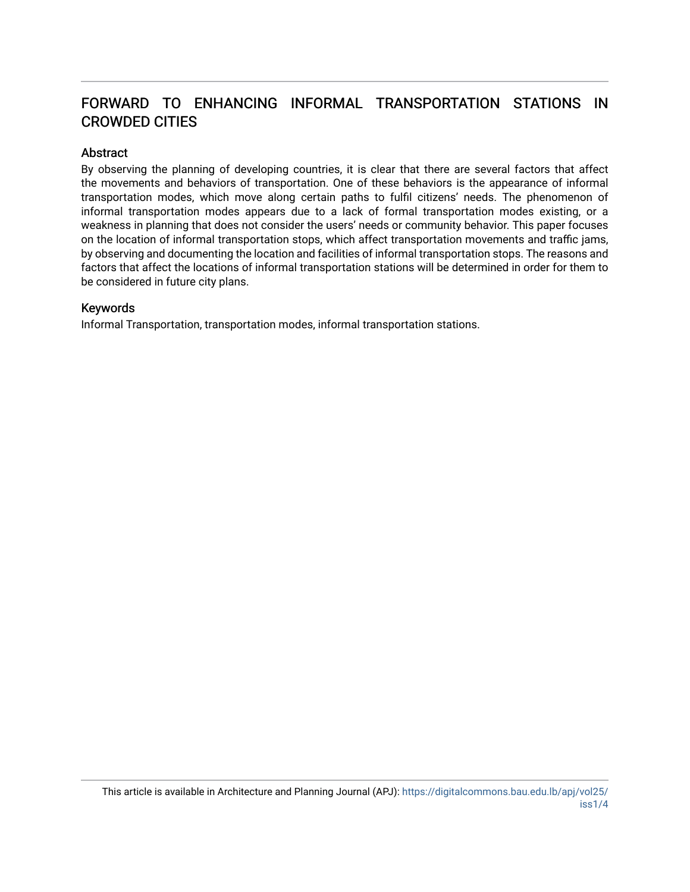# FORWARD TO ENHANCING INFORMAL TRANSPORTATION STATIONS IN CROWDED CITIES

## Abstract

By observing the planning of developing countries, it is clear that there are several factors that affect the movements and behaviors of transportation. One of these behaviors is the appearance of informal transportation modes, which move along certain paths to fulfil citizens' needs. The phenomenon of informal transportation modes appears due to a lack of formal transportation modes existing, or a weakness in planning that does not consider the users' needs or community behavior. This paper focuses on the location of informal transportation stops, which affect transportation movements and traffic jams, by observing and documenting the location and facilities of informal transportation stops. The reasons and factors that affect the locations of informal transportation stations will be determined in order for them to be considered in future city plans.

## Keywords

Informal Transportation, transportation modes, informal transportation stations.

This article is available in Architecture and Planning Journal (APJ): https://digitalcommons.bau.edu.lb/apj/vol25/iss1/4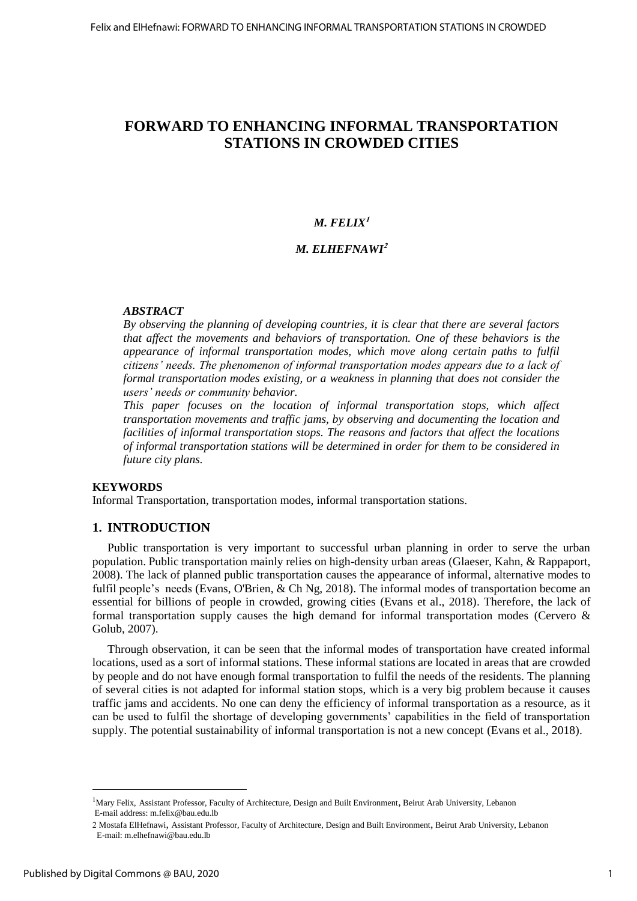# FORWARD TO ENHANCING INFORMAL TRANSPORTATION STATIONS IN CROWDED CITIES

***M. FELIX*[1]**

***M. ELHEFNAWI*[2]**

***ABSTRACT***

*By observing the planning of developing countries, it is clear that there are several factors that affect the movements and behaviors of transportation. One of these behaviors is the appearance of informal transportation modes, which move along certain paths to fulfil citizens' needs. The phenomenon of informal transportation modes appears due to a lack of formal transportation modes existing, or a weakness in planning that does not consider the users' needs or community behavior.*

*This paper focuses on the location of informal transportation stops, which affect transportation movements and traffic jams, by observing and documenting the location and facilities of informal transportation stops. The reasons and factors that affect the locations of informal transportation stations will be determined in order for them to be considered in future city plans.*

**KEYWORDS**

Informal Transportation, transportation modes, informal transportation stations.

## 1. INTRODUCTION

Public transportation is very important to successful urban planning in order to serve the urban population. Public transportation mainly relies on high-density urban areas (Glaeser, Kahn, & Rappaport, 2008). The lack of planned public transportation causes the appearance of informal, alternative modes to fulfil people's needs (Evans, O'Brien, & Ch Ng, 2018). The informal modes of transportation become an essential for billions of people in crowded, growing cities (Evans et al., 2018). Therefore, the lack of formal transportation supply causes the high demand for informal transportation modes (Cervero & Golub, 2007).

Through observation, it can be seen that the informal modes of transportation have created informal locations, used as a sort of informal stations. These informal stations are located in areas that are crowded by people and do not have enough formal transportation to fulfil the needs of the residents. The planning of several cities is not adapted for informal station stops, which is a very big problem because it causes traffic jams and accidents. No one can deny the efficiency of informal transportation as a resource, as it can be used to fulfil the shortage of developing governments' capabilities in the field of transportation supply. The potential sustainability of informal transportation is not a new concept (Evans et al., 2018).

---

[1] Mary Felix, Assistant Professor, Faculty of Architecture, Design and Built Environment, Beirut Arab University, Lebanon
E-mail address: m.felix@bau.edu.lb

[2] Mostafa ElHefnawi, Assistant Professor, Faculty of Architecture, Design and Built Environment, Beirut Arab University, Lebanon
E-mail: m.elhefnawi@bau.edu.lb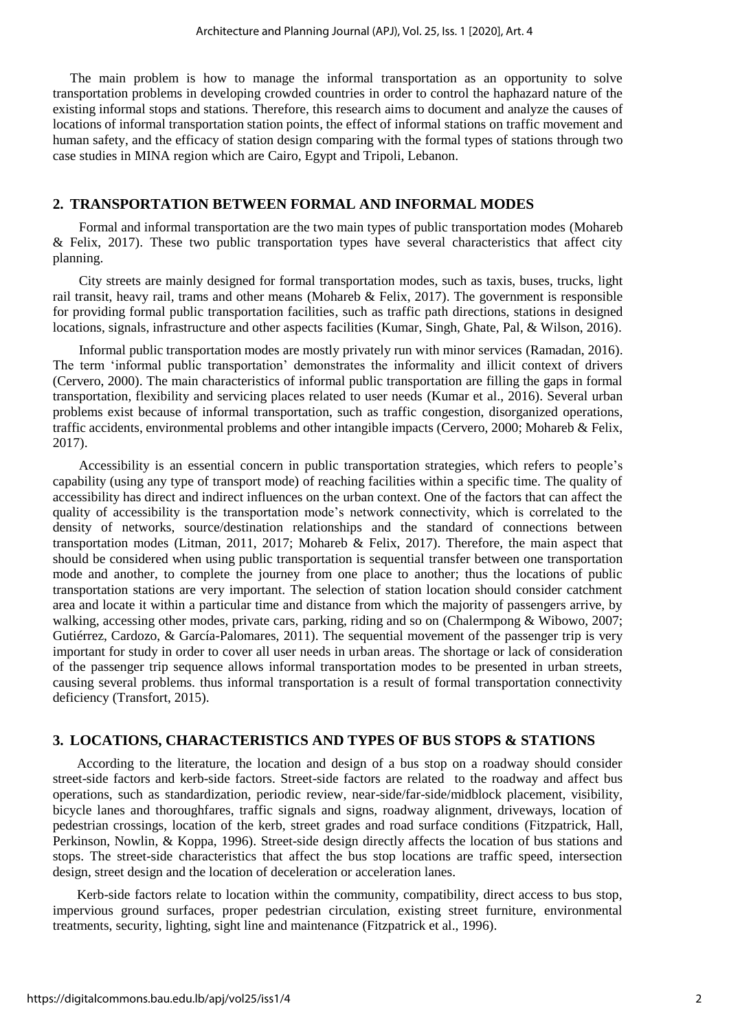The main problem is how to manage the informal transportation as an opportunity to solve transportation problems in developing crowded countries in order to control the haphazard nature of the existing informal stops and stations. Therefore, this research aims to document and analyze the causes of locations of informal transportation station points, the effect of informal stations on traffic movement and human safety, and the efficacy of station design comparing with the formal types of stations through two case studies in MINA region which are Cairo, Egypt and Tripoli, Lebanon.

## 2. TRANSPORTATION BETWEEN FORMAL AND INFORMAL MODES

Formal and informal transportation are the two main types of public transportation modes (Mohareb & Felix, 2017). These two public transportation types have several characteristics that affect city planning.

City streets are mainly designed for formal transportation modes, such as taxis, buses, trucks, light rail transit, heavy rail, trams and other means (Mohareb & Felix, 2017). The government is responsible for providing formal public transportation facilities, such as traffic path directions, stations in designed locations, signals, infrastructure and other aspects facilities (Kumar, Singh, Ghate, Pal, & Wilson, 2016).

Informal public transportation modes are mostly privately run with minor services (Ramadan, 2016). The term 'informal public transportation' demonstrates the informality and illicit context of drivers (Cervero, 2000). The main characteristics of informal public transportation are filling the gaps in formal transportation, flexibility and servicing places related to user needs (Kumar et al., 2016). Several urban problems exist because of informal transportation, such as traffic congestion, disorganized operations, traffic accidents, environmental problems and other intangible impacts (Cervero, 2000; Mohareb & Felix, 2017).

Accessibility is an essential concern in public transportation strategies, which refers to people's capability (using any type of transport mode) of reaching facilities within a specific time. The quality of accessibility has direct and indirect influences on the urban context. One of the factors that can affect the quality of accessibility is the transportation mode's network connectivity, which is correlated to the density of networks, source/destination relationships and the standard of connections between transportation modes (Litman, 2011, 2017; Mohareb & Felix, 2017). Therefore, the main aspect that should be considered when using public transportation is sequential transfer between one transportation mode and another, to complete the journey from one place to another; thus the locations of public transportation stations are very important. The selection of station location should consider catchment area and locate it within a particular time and distance from which the majority of passengers arrive, by walking, accessing other modes, private cars, parking, riding and so on (Chalermpong & Wibowo, 2007; Gutiérrez, Cardozo, & García-Palomares, 2011). The sequential movement of the passenger trip is very important for study in order to cover all user needs in urban areas. The shortage or lack of consideration of the passenger trip sequence allows informal transportation modes to be presented in urban streets, causing several problems. thus informal transportation is a result of formal transportation connectivity deficiency (Transfort, 2015).

## 3. LOCATIONS, CHARACTERISTICS AND TYPES OF BUS STOPS & STATIONS

According to the literature, the location and design of a bus stop on a roadway should consider street-side factors and kerb-side factors. Street-side factors are related to the roadway and affect bus operations, such as standardization, periodic review, near-side/far-side/midblock placement, visibility, bicycle lanes and thoroughfares, traffic signals and signs, roadway alignment, driveways, location of pedestrian crossings, location of the kerb, street grades and road surface conditions (Fitzpatrick, Hall, Perkinson, Nowlin, & Koppa, 1996). Street-side design directly affects the location of bus stations and stops. The street-side characteristics that affect the bus stop locations are traffic speed, intersection design, street design and the location of deceleration or acceleration lanes.

Kerb-side factors relate to location within the community, compatibility, direct access to bus stop, impervious ground surfaces, proper pedestrian circulation, existing street furniture, environmental treatments, security, lighting, sight line and maintenance (Fitzpatrick et al., 1996).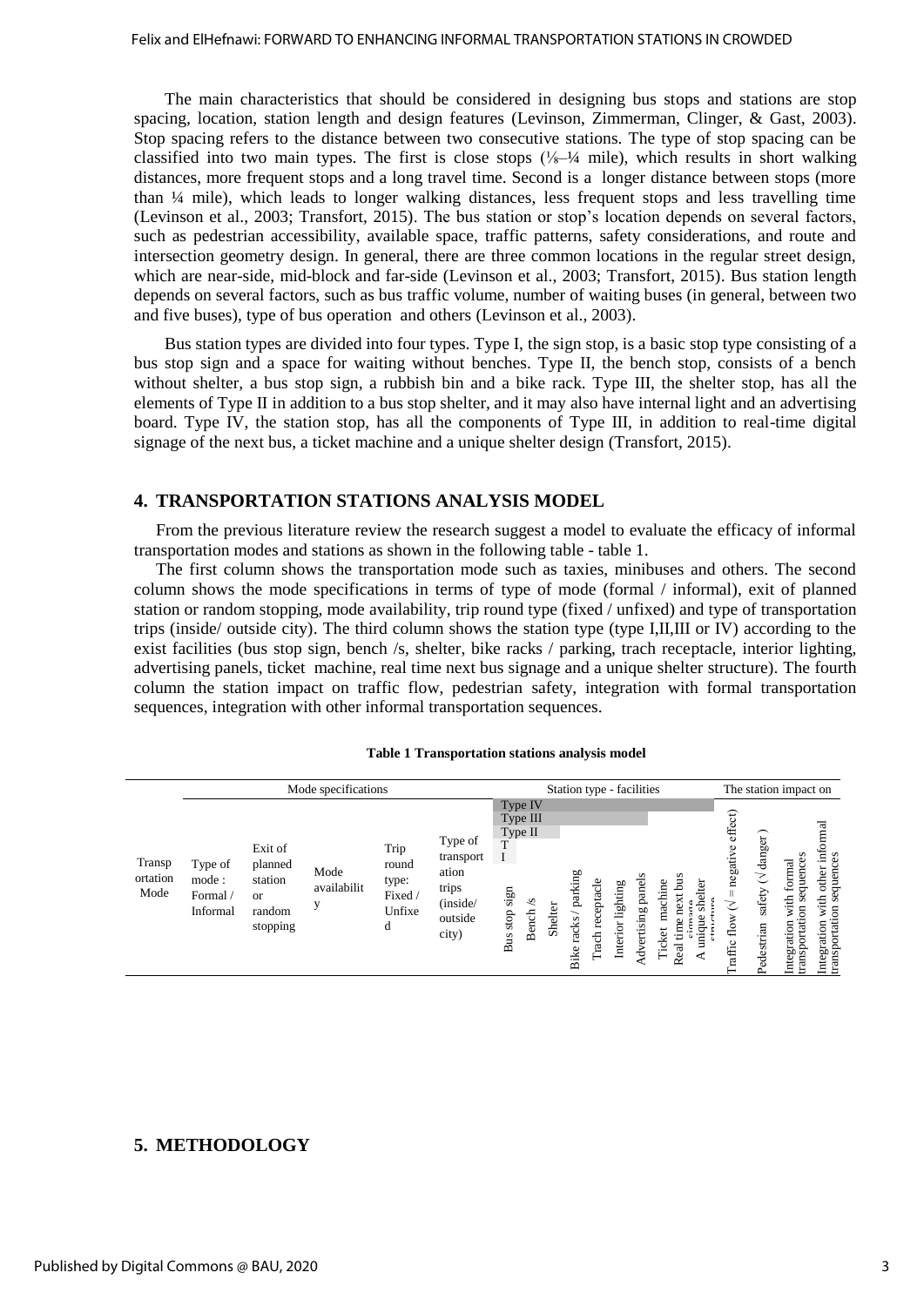The main characteristics that should be considered in designing bus stops and stations are stop spacing, location, station length and design features (Levinson, Zimmerman, Clinger, & Gast, 2003). Stop spacing refers to the distance between two consecutive stations. The type of stop spacing can be classified into two main types. The first is close stops (⅛–¼ mile), which results in short walking distances, more frequent stops and a long travel time. Second is a longer distance between stops (more than ¼ mile), which leads to longer walking distances, less frequent stops and less travelling time (Levinson et al., 2003; Transfort, 2015). The bus station or stop's location depends on several factors, such as pedestrian accessibility, available space, traffic patterns, safety considerations, and route and intersection geometry design. In general, there are three common locations in the regular street design, which are near-side, mid-block and far-side (Levinson et al., 2003; Transfort, 2015). Bus station length depends on several factors, such as bus traffic volume, number of waiting buses (in general, between two and five buses), type of bus operation and others (Levinson et al., 2003).

Bus station types are divided into four types. Type I, the sign stop, is a basic stop type consisting of a bus stop sign and a space for waiting without benches. Type II, the bench stop, consists of a bench without shelter, a bus stop sign, a rubbish bin and a bike rack. Type III, the shelter stop, has all the elements of Type II in addition to a bus stop shelter, and it may also have internal light and an advertising board. Type IV, the station stop, has all the components of Type III, in addition to real-time digital signage of the next bus, a ticket machine and a unique shelter design (Transfort, 2015).

## 4. TRANSPORTATION STATIONS ANALYSIS MODEL

From the previous literature review the research suggest a model to evaluate the efficacy of informal transportation modes and stations as shown in the following table - table 1.

The first column shows the transportation mode such as taxies, minibuses and others. The second column shows the mode specifications in terms of type of mode (formal / informal), exit of planned station or random stopping, mode availability, trip round type (fixed / unfixed) and type of transportation trips (inside/ outside city). The third column shows the station type (type I,II,III or IV) according to the exist facilities (bus stop sign, bench /s, shelter, bike racks / parking, trach receptacle, interior lighting, advertising panels, ticket machine, real time next bus signage and a unique shelter structure). The fourth column the station impact on traffic flow, pedestrian safety, integration with formal transportation sequences, integration with other informal transportation sequences.

**Table 1 Transportation stations analysis model**

| Transportation Mode | Mode specifications | | | | | Station type - facilities | | | | | | | | | | The station impact on | | | |
|---|---|---|---|---|---|---|---|---|---|---|---|---|---|---|---|---|---|---|---|
| | | | | | | Type I | Type II | | | Type III | | | Type IV | | | | | | |
| | Type of mode : Formal / Informal | Exit of planned station or random stopping | Mode availability | Trip round type: Fixed / Unfixed | Type of transportation trips (inside/ outside city) | Bus stop sign | Bench /s | Shelter | Bike racks / parking | Trach receptacle | Interior lighting | Advertising panels | Ticket machine | Real time next bus signage | A unique shelter structure | Traffic flow (√ = negative effect) | Pedestrian safety (√ danger) | Integration with formal transportation sequences | Integration with other informal transportation sequences |

## 5. METHODOLOGY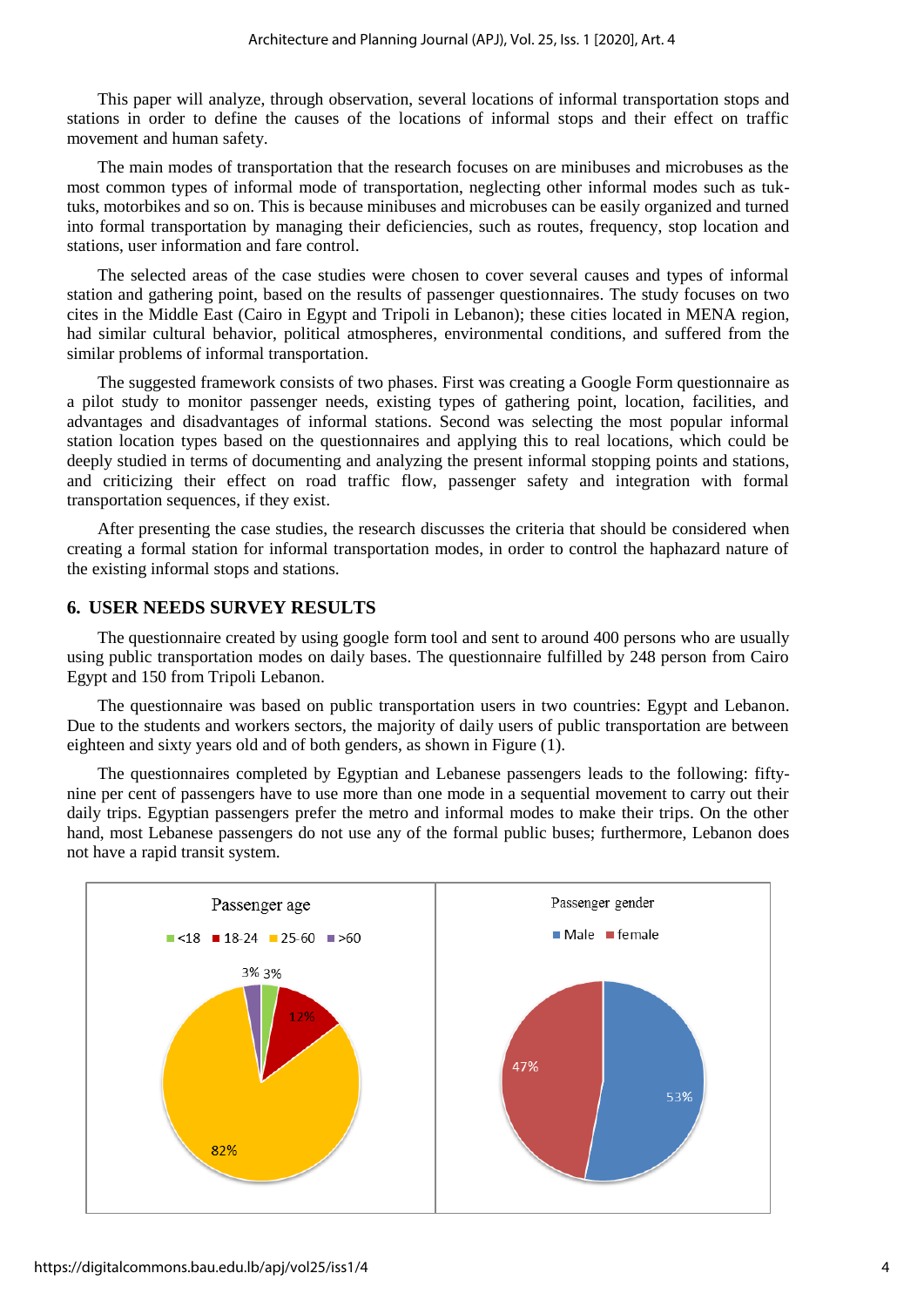This paper will analyze, through observation, several locations of informal transportation stops and stations in order to define the causes of the locations of informal stops and their effect on traffic movement and human safety.

The main modes of transportation that the research focuses on are minibuses and microbuses as the most common types of informal mode of transportation, neglecting other informal modes such as tuk-tuks, motorbikes and so on. This is because minibuses and microbuses can be easily organized and turned into formal transportation by managing their deficiencies, such as routes, frequency, stop location and stations, user information and fare control.

The selected areas of the case studies were chosen to cover several causes and types of informal station and gathering point, based on the results of passenger questionnaires. The study focuses on two cites in the Middle East (Cairo in Egypt and Tripoli in Lebanon); these cities located in MENA region, had similar cultural behavior, political atmospheres, environmental conditions, and suffered from the similar problems of informal transportation.

The suggested framework consists of two phases. First was creating a Google Form questionnaire as a pilot study to monitor passenger needs, existing types of gathering point, location, facilities, and advantages and disadvantages of informal stations. Second was selecting the most popular informal station location types based on the questionnaires and applying this to real locations, which could be deeply studied in terms of documenting and analyzing the present informal stopping points and stations, and criticizing their effect on road traffic flow, passenger safety and integration with formal transportation sequences, if they exist.

After presenting the case studies, the research discusses the criteria that should be considered when creating a formal station for informal transportation modes, in order to control the haphazard nature of the existing informal stops and stations.

## 6. USER NEEDS SURVEY RESULTS

The questionnaire created by using google form tool and sent to around 400 persons who are usually using public transportation modes on daily bases. The questionnaire fulfilled by 248 person from Cairo Egypt and 150 from Tripoli Lebanon.

The questionnaire was based on public transportation users in two countries: Egypt and Lebanon. Due to the students and workers sectors, the majority of daily users of public transportation are between eighteen and sixty years old and of both genders, as shown in Figure (1).

The questionnaires completed by Egyptian and Lebanese passengers leads to the following: fifty-nine per cent of passengers have to use more than one mode in a sequential movement to carry out their daily trips. Egyptian passengers prefer the metro and informal modes to make their trips. On the other hand, most Lebanese passengers do not use any of the formal public buses; furthermore, Lebanon does not have a rapid transit system.

Passenger age

<18 | 18-24 | 25-60 | >60

3% 3% 12% 82%

Passenger gender

Male | female

47% 53%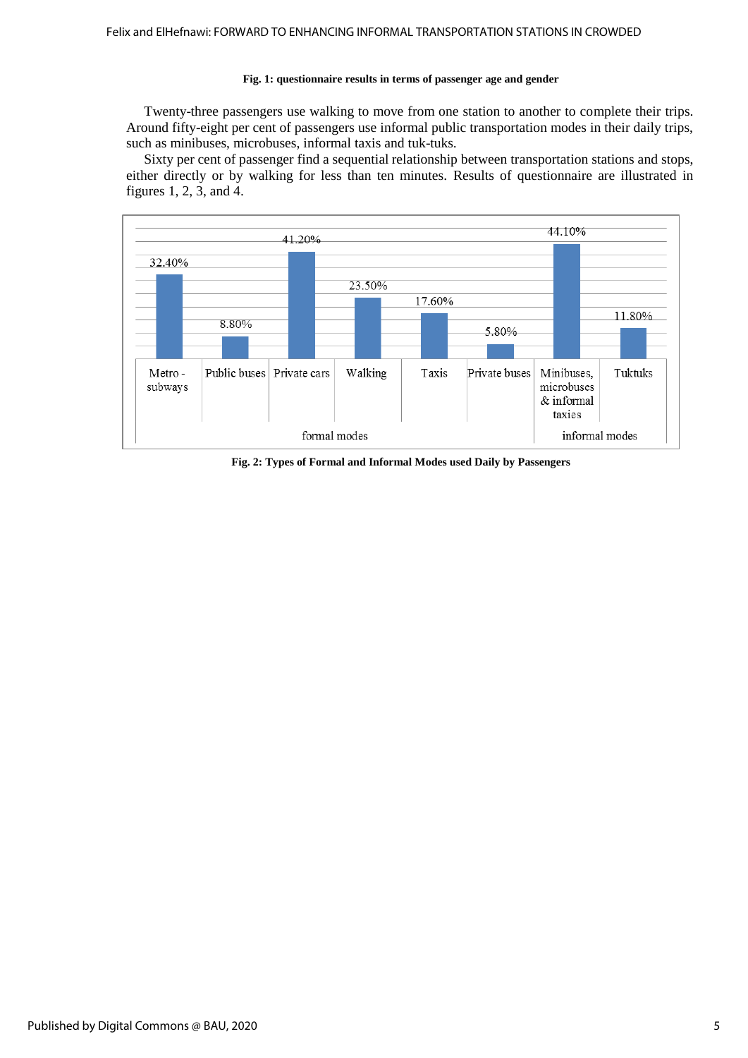**Fig. 1: questionnaire results in terms of passenger age and gender**

Twenty-three passengers use walking to move from one station to another to complete their trips. Around fifty-eight per cent of passengers use informal public transportation modes in their daily trips, such as minibuses, microbuses, informal taxis and tuk-tuks.

Sixty per cent of passenger find a sequential relationship between transportation stations and stops, either directly or by walking for less than ten minutes. Results of questionnaire are illustrated in figures 1, 2, 3, and 4.

| | formal modes | | | | | | informal modes | |
|---|---|---|---|---|---|---|---|---|
| | Metro - subways | Public buses | Private cars | Walking | Taxis | Private buses | Minibuses, microbuses & informal taxies | Tuktuks |
| % | 32.40% | 8.80% | 41.20% | 23.50% | 17.60% | 5.80% | 44.10% | 11.80% |

**Fig. 2: Types of Formal and Informal Modes used Daily by Passengers**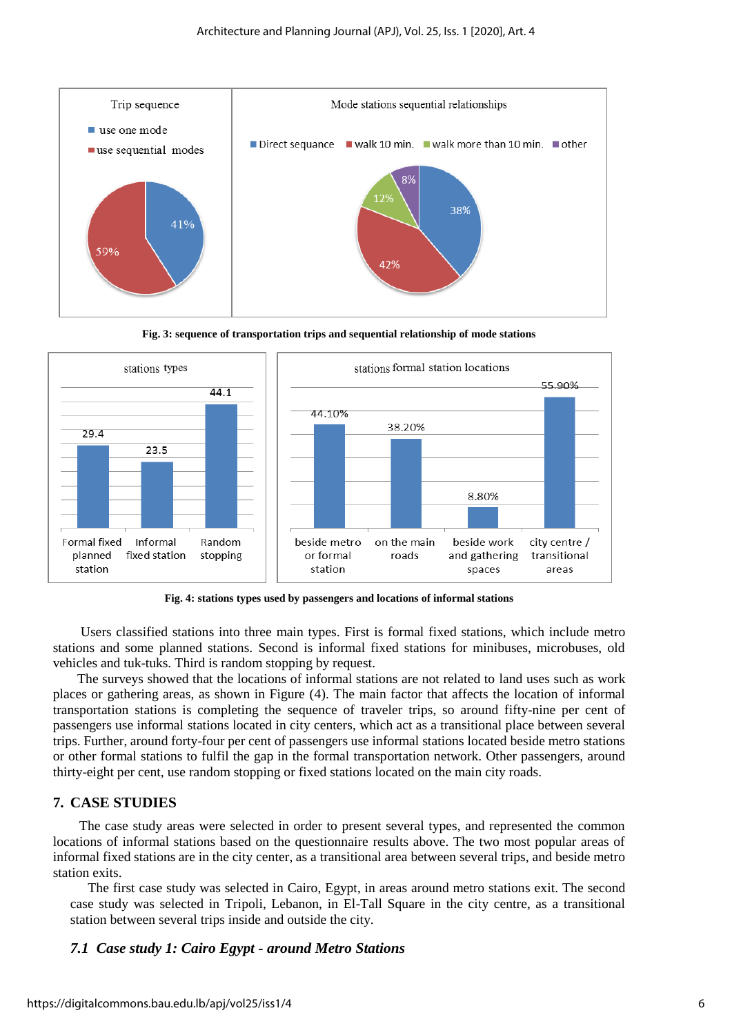Fig. 3: sequence of transportation trips and sequential relationship of mode stations

Fig. 4: stations types used by passengers and locations of informal stations

Users classified stations into three main types. First is formal fixed stations, which include metro stations and some planned stations. Second is informal fixed stations for minibuses, microbuses, old vehicles and tuk-tuks. Third is random stopping by request.

The surveys showed that the locations of informal stations are not related to land uses such as work places or gathering areas, as shown in Figure (4). The main factor that affects the location of informal transportation stations is completing the sequence of traveler trips, so around fifty-nine per cent of passengers use informal stations located in city centers, which act as a transitional place between several trips. Further, around forty-four per cent of passengers use informal stations located beside metro stations or other formal stations to fulfil the gap in the formal transportation network. Other passengers, around thirty-eight per cent, use random stopping or fixed stations located on the main city roads.

## 7. CASE STUDIES

The case study areas were selected in order to present several types, and represented the common locations of informal stations based on the questionnaire results above. The two most popular areas of informal fixed stations are in the city center, as a transitional area between several trips, and beside metro station exits.

The first case study was selected in Cairo, Egypt, in areas around metro stations exit. The second case study was selected in Tripoli, Lebanon, in El-Tall Square in the city centre, as a transitional station between several trips inside and outside the city.

### *7.1 Case study 1: Cairo Egypt - around Metro Stations*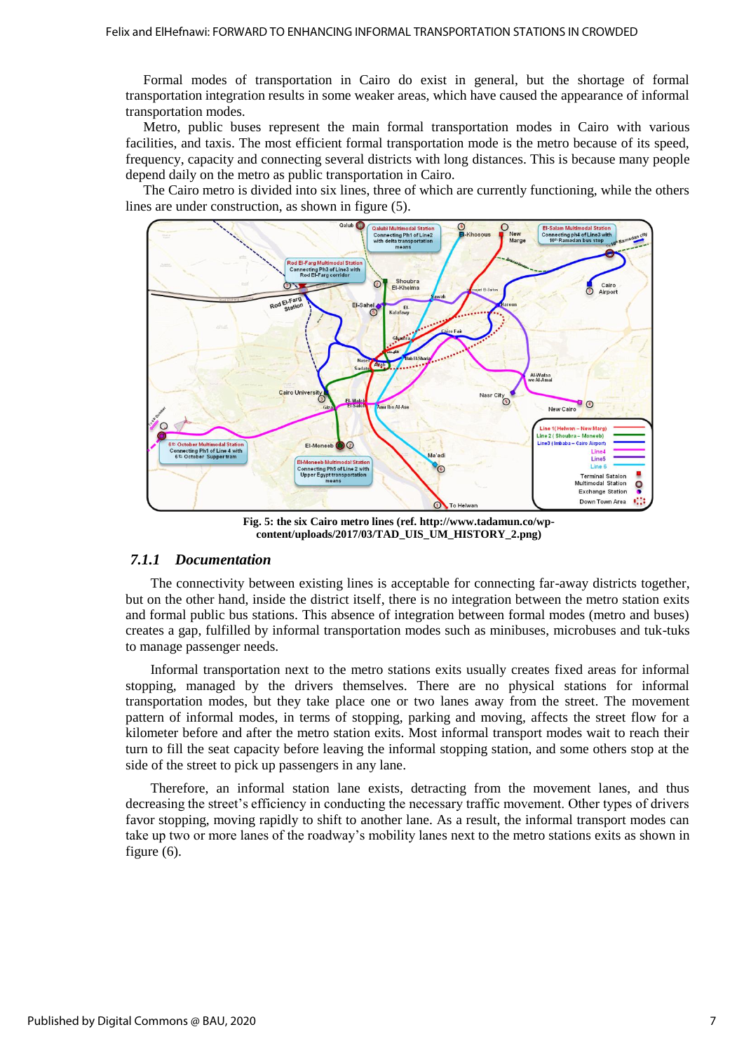Formal modes of transportation in Cairo do exist in general, but the shortage of formal transportation integration results in some weaker areas, which have caused the appearance of informal transportation modes.

Metro, public buses represent the main formal transportation modes in Cairo with various facilities, and taxis. The most efficient formal transportation mode is the metro because of its speed, frequency, capacity and connecting several districts with long distances. This is because many people depend daily on the metro as public transportation in Cairo.

The Cairo metro is divided into six lines, three of which are currently functioning, while the others lines are under construction, as shown in figure (5).

**Fig. 5: the six Cairo metro lines (ref. http://www.tadamun.co/wp-content/uploads/2017/03/TAD_UIS_UM_HISTORY_2.png)**

### *7.1.1 Documentation*

The connectivity between existing lines is acceptable for connecting far-away districts together, but on the other hand, inside the district itself, there is no integration between the metro station exits and formal public bus stations. This absence of integration between formal modes (metro and buses) creates a gap, fulfilled by informal transportation modes such as minibuses, microbuses and tuk-tuks to manage passenger needs.

Informal transportation next to the metro stations exits usually creates fixed areas for informal stopping, managed by the drivers themselves. There are no physical stations for informal transportation modes, but they take place one or two lanes away from the street. The movement pattern of informal modes, in terms of stopping, parking and moving, affects the street flow for a kilometer before and after the metro station exits. Most informal transport modes wait to reach their turn to fill the seat capacity before leaving the informal stopping station, and some others stop at the side of the street to pick up passengers in any lane.

Therefore, an informal station lane exists, detracting from the movement lanes, and thus decreasing the street's efficiency in conducting the necessary traffic movement. Other types of drivers favor stopping, moving rapidly to shift to another lane. As a result, the informal transport modes can take up two or more lanes of the roadway's mobility lanes next to the metro stations exits as shown in figure (6).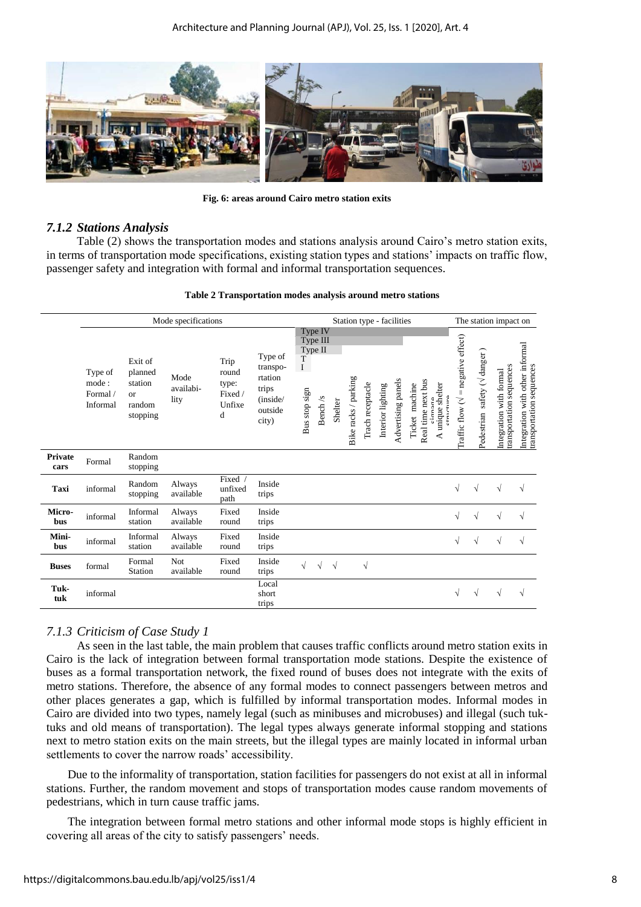Fig. 6: areas around Cairo metro station exits

### 7.1.2 Stations Analysis

Table (2) shows the transportation modes and stations analysis around Cairo's metro station exits, in terms of transportation mode specifications, existing station types and stations' impacts on traffic flow, passenger safety and integration with formal and informal transportation sequences.

**Table 2 Transportation modes analysis around metro stations**

| | Mode specifications | | | | | Station type - facilities | | | | | | | | | | | | The station impact on | | | |
|---|---|---|---|---|---|---|---|---|---|---|---|---|---|---|---|---|---|---|---|---|---|
| | Type of mode : Formal / Informal | Exit of planned station or random stopping | Mode availability | Trip round type: Fixed / Unfixed | Type of transportation trips (inside/ outside city) | Bus stop sign | Bench /s | Shelter | Bike racks / parking | Trach receptacle | Interior lighting | Advertising panels | Ticket machine | Real time next bus signage | A unique shelter structure | Traffic flow (√ = negative effect) | Pedestrian safety (√ danger ) | Integration with formal transportation sequences | Integration with other informal transportation sequences |
| **Private cars** | Formal | Random stopping | | | | | | | | | | | | | | | | | |
| **Taxi** | informal | Random stopping | Always available | Fixed / unfixed path | Inside trips | | | | | | | | | | | √ | √ | √ | √ |
| **Micro-bus** | informal | Informal station | Always available | Fixed round | Inside trips | | | | | | | | | | | √ | √ | √ | √ |
| **Mini-bus** | informal | Informal station | Always available | Fixed round | Inside trips | | | | | | | | | | | √ | √ | √ | √ |
| **Buses** | formal | Formal Station | Not available | Fixed round | Inside trips | √ | √ | √ | | √ | | | | | | | | | |
| **Tuk-tuk** | informal | | | | Local short trips | | | | | | | | | | | √ | √ | √ | √ |

Note: Station types in header — Type I: Bus stop sign; Type II: up to Shelter; Type III: up to Advertising panels; Type IV: all facilities.

### 7.1.3 Criticism of Case Study 1

As seen in the last table, the main problem that causes traffic conflicts around metro station exits in Cairo is the lack of integration between formal transportation mode stations. Despite the existence of buses as a formal transportation network, the fixed round of buses does not integrate with the exits of metro stations. Therefore, the absence of any formal modes to connect passengers between metros and other places generates a gap, which is fulfilled by informal transportation modes. Informal modes in Cairo are divided into two types, namely legal (such as minibuses and microbuses) and illegal (such tuk-tuks and old means of transportation). The legal types always generate informal stopping and stations next to metro station exits on the main streets, but the illegal types are mainly located in informal urban settlements to cover the narrow roads' accessibility.

Due to the informality of transportation, station facilities for passengers do not exist at all in informal stations. Further, the random movement and stops of transportation modes cause random movements of pedestrians, which in turn cause traffic jams.

The integration between formal metro stations and other informal mode stops is highly efficient in covering all areas of the city to satisfy passengers' needs.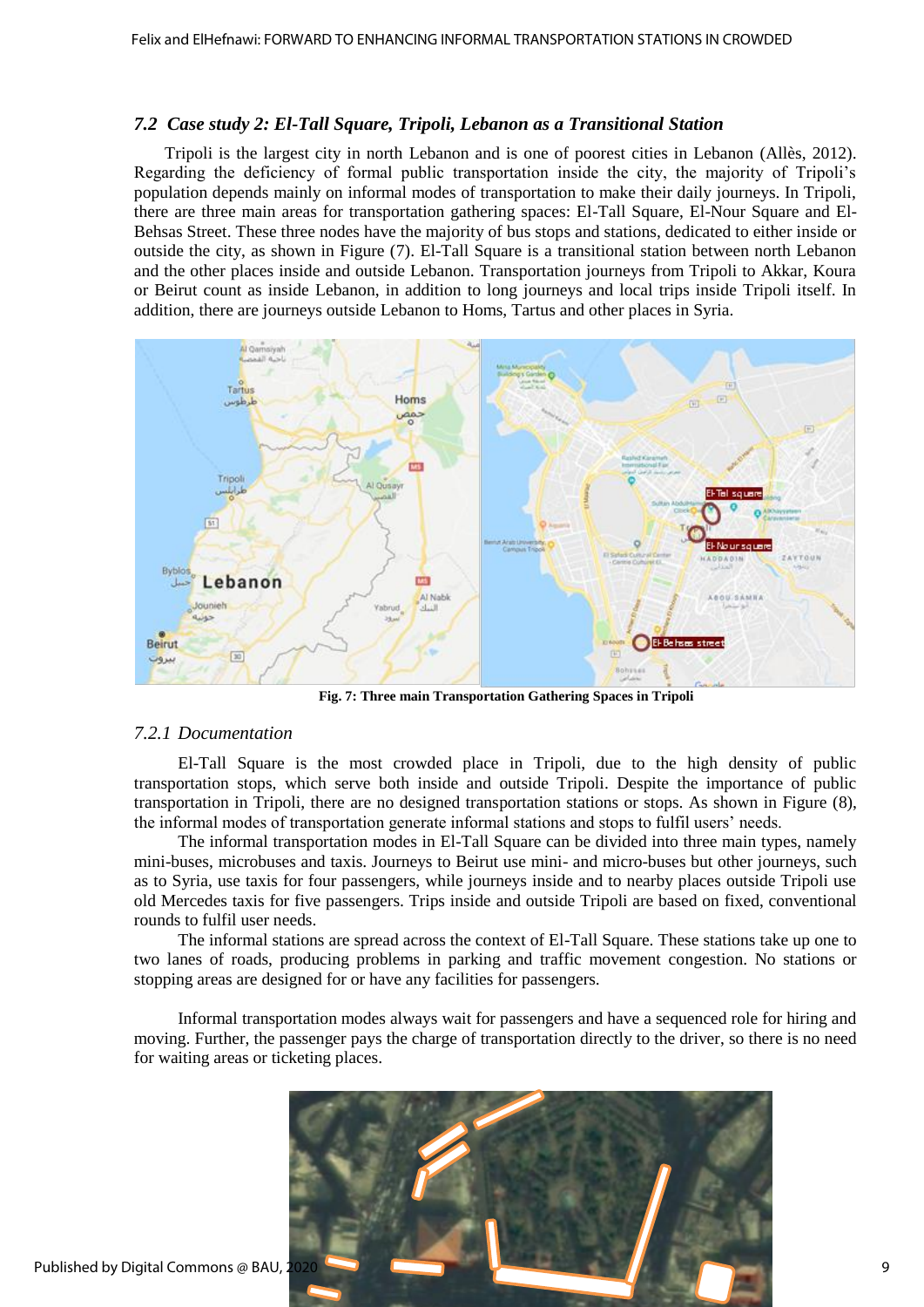### 7.2 Case study 2: El-Tall Square, Tripoli, Lebanon as a Transitional Station

Tripoli is the largest city in north Lebanon and is one of poorest cities in Lebanon (Allès, 2012). Regarding the deficiency of formal public transportation inside the city, the majority of Tripoli's population depends mainly on informal modes of transportation to make their daily journeys. In Tripoli, there are three main areas for transportation gathering spaces: El-Tall Square, El-Nour Square and El-Behsas Street. These three nodes have the majority of bus stops and stations, dedicated to either inside or outside the city, as shown in Figure (7). El-Tall Square is a transitional station between north Lebanon and the other places inside and outside Lebanon. Transportation journeys from Tripoli to Akkar, Koura or Beirut count as inside Lebanon, in addition to long journeys and local trips inside Tripoli itself. In addition, there are journeys outside Lebanon to Homs, Tartus and other places in Syria.

**Fig. 7: Three main Transportation Gathering Spaces in Tripoli**

#### 7.2.1 Documentation

El-Tall Square is the most crowded place in Tripoli, due to the high density of public transportation stops, which serve both inside and outside Tripoli. Despite the importance of public transportation in Tripoli, there are no designed transportation stations or stops. As shown in Figure (8), the informal modes of transportation generate informal stations and stops to fulfil users' needs.

The informal transportation modes in El-Tall Square can be divided into three main types, namely mini-buses, microbuses and taxis. Journeys to Beirut use mini- and micro-buses but other journeys, such as to Syria, use taxis for four passengers, while journeys inside and to nearby places outside Tripoli use old Mercedes taxis for five passengers. Trips inside and outside Tripoli are based on fixed, conventional rounds to fulfil user needs.

The informal stations are spread across the context of El-Tall Square. These stations take up one to two lanes of roads, producing problems in parking and traffic movement congestion. No stations or stopping areas are designed for or have any facilities for passengers.

Informal transportation modes always wait for passengers and have a sequenced role for hiring and moving. Further, the passenger pays the charge of transportation directly to the driver, so there is no need for waiting areas or ticketing places.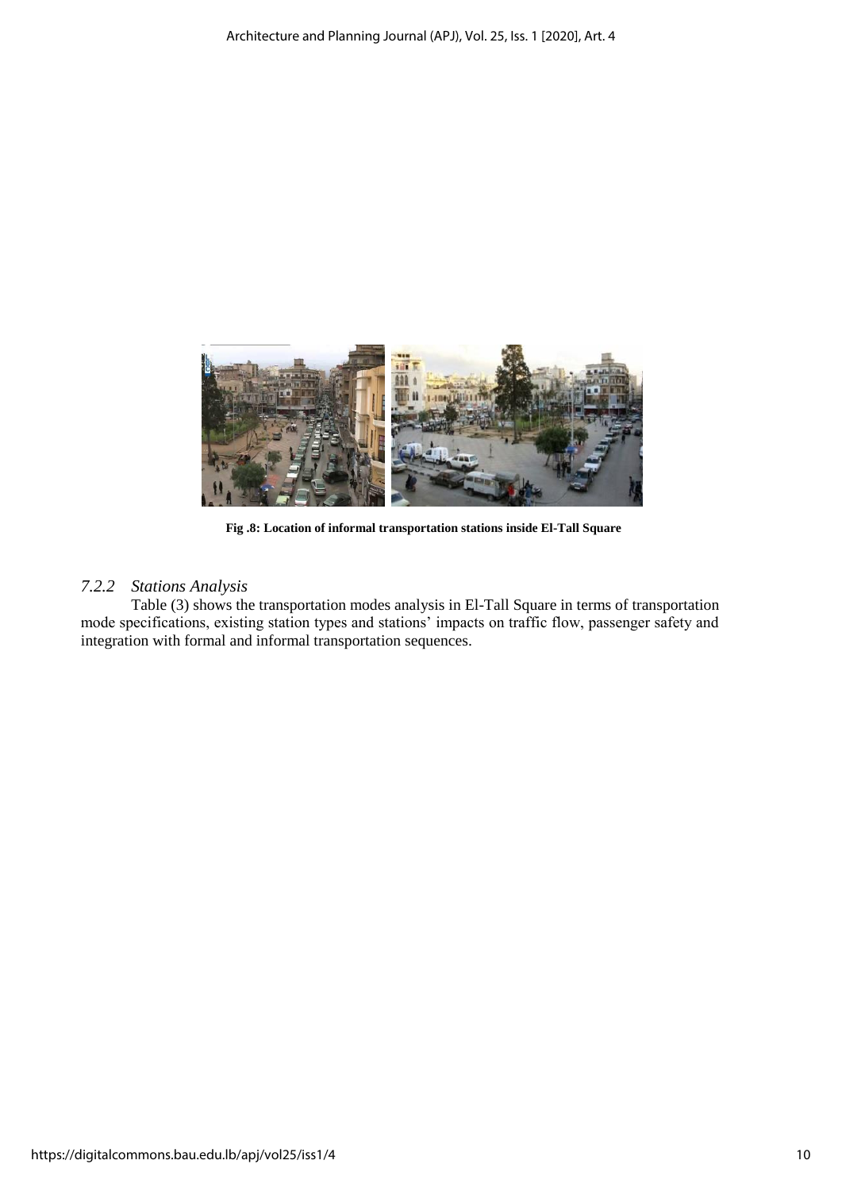Fig .8: Location of informal transportation stations inside El-Tall Square

### *7.2.2 Stations Analysis*

Table (3) shows the transportation modes analysis in El-Tall Square in terms of transportation mode specifications, existing station types and stations' impacts on traffic flow, passenger safety and integration with formal and informal transportation sequences.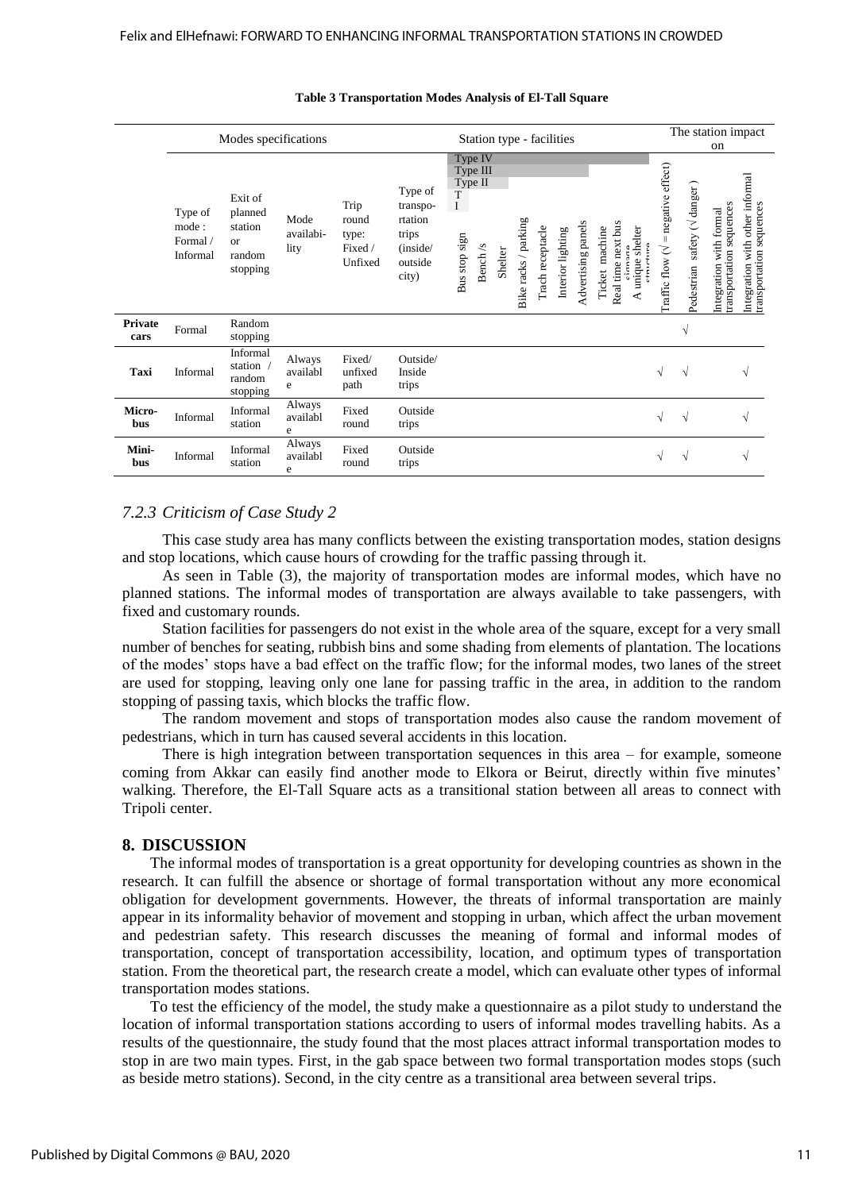**Table 3 Transportation Modes Analysis of El-Tall Square**

| | Modes specifications | | | | | Station type - facilities | | | | | | | | | | | | The station impact on | | | |
|---|---|---|---|---|---|---|---|---|---|---|---|---|---|---|---|---|---|---|---|---|---|
| | | | | | | Type IV / Type III / Type II / T I | | | | | | | | | | | | | | | |
| | Type of mode : Formal / Informal | Exit of planned station or random stopping | Mode availability | Trip round type: Fixed / Unfixed | Type of transportation trips (inside/ outside city) | Bus stop sign | Bench /s | Shelter | Bike racks / parking | Trach receptacle | Interior lighting | Advertising panels | Ticket machine | Real time next bus signage | A unique shelter structure | Traffic flow (√ = negative effect) | Pedestrian safety (√ danger ) | Integration with formal transportation sequences | Integration with other informal transportation sequences |
| **Private cars** | Formal | Random stopping | | | | | | | | | | | | | | | √ | | |
| **Taxi** | Informal | Informal station / random stopping | Always available | Fixed/ unfixed path | Outside/ Inside trips | | | | | | | | | | | √ | √ | | √ |
| **Micro-bus** | Informal | Informal station | Always available | Fixed round | Outside trips | | | | | | | | | | | √ | √ | | √ |
| **Mini-bus** | Informal | Informal station | Always available | Fixed round | Outside trips | | | | | | | | | | | √ | √ | | √ |

### *7.2.3 Criticism of Case Study 2*

This case study area has many conflicts between the existing transportation modes, station designs and stop locations, which cause hours of crowding for the traffic passing through it.

As seen in Table (3), the majority of transportation modes are informal modes, which have no planned stations. The informal modes of transportation are always available to take passengers, with fixed and customary rounds.

Station facilities for passengers do not exist in the whole area of the square, except for a very small number of benches for seating, rubbish bins and some shading from elements of plantation. The locations of the modes' stops have a bad effect on the traffic flow; for the informal modes, two lanes of the street are used for stopping, leaving only one lane for passing traffic in the area, in addition to the random stopping of passing taxis, which blocks the traffic flow.

The random movement and stops of transportation modes also cause the random movement of pedestrians, which in turn has caused several accidents in this location.

There is high integration between transportation sequences in this area – for example, someone coming from Akkar can easily find another mode to Elkora or Beirut, directly within five minutes' walking. Therefore, the El-Tall Square acts as a transitional station between all areas to connect with Tripoli center.

## **8. DISCUSSION**

The informal modes of transportation is a great opportunity for developing countries as shown in the research. It can fulfill the absence or shortage of formal transportation without any more economical obligation for development governments. However, the threats of informal transportation are mainly appear in its informality behavior of movement and stopping in urban, which affect the urban movement and pedestrian safety. This research discusses the meaning of formal and informal modes of transportation, concept of transportation accessibility, location, and optimum types of transportation station. From the theoretical part, the research create a model, which can evaluate other types of informal transportation modes stations.

To test the efficiency of the model, the study make a questionnaire as a pilot study to understand the location of informal transportation stations according to users of informal modes travelling habits. As a results of the questionnaire, the study found that the most places attract informal transportation modes to stop in are two main types. First, in the gab space between two formal transportation modes stops (such as beside metro stations). Second, in the city centre as a transitional area between several trips.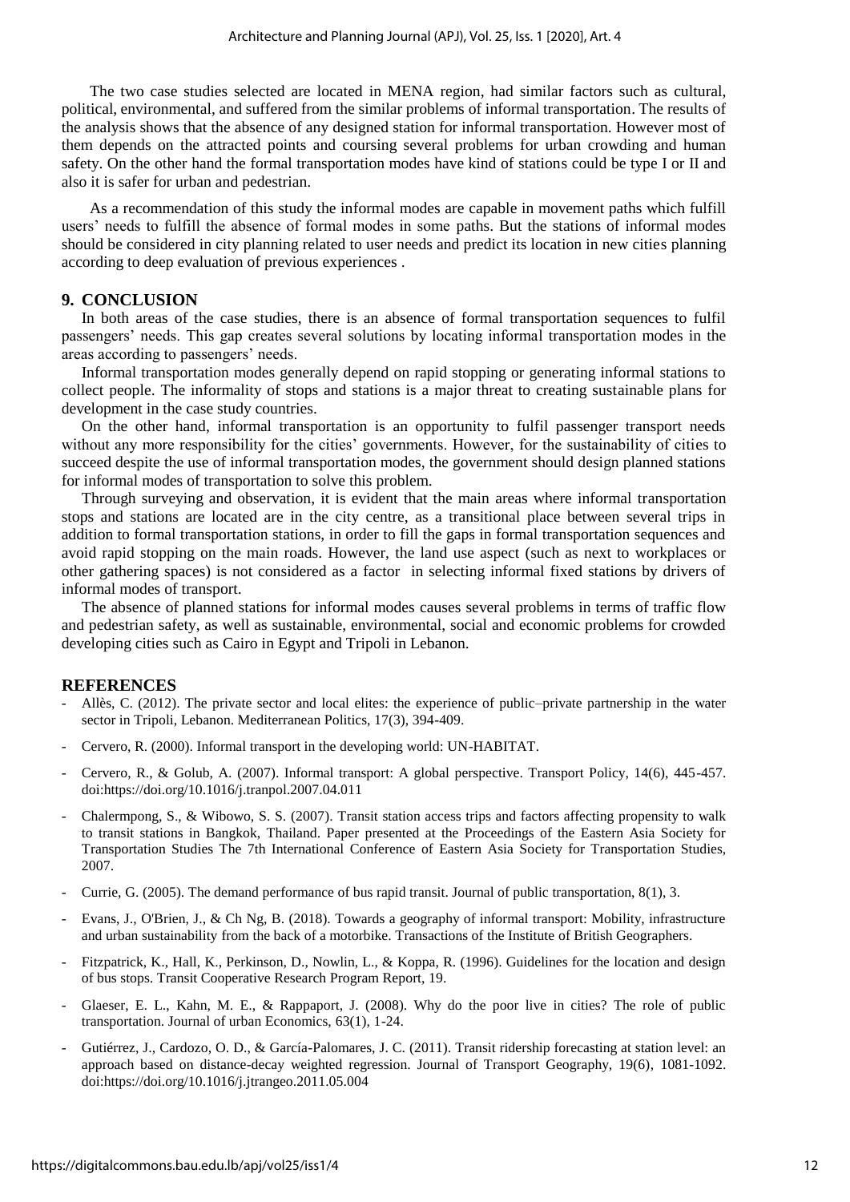The two case studies selected are located in MENA region, had similar factors such as cultural, political, environmental, and suffered from the similar problems of informal transportation. The results of the analysis shows that the absence of any designed station for informal transportation. However most of them depends on the attracted points and coursing several problems for urban crowding and human safety. On the other hand the formal transportation modes have kind of stations could be type I or II and also it is safer for urban and pedestrian.

As a recommendation of this study the informal modes are capable in movement paths which fulfill users' needs to fulfill the absence of formal modes in some paths. But the stations of informal modes should be considered in city planning related to user needs and predict its location in new cities planning according to deep evaluation of previous experiences .

## 9. CONCLUSION

In both areas of the case studies, there is an absence of formal transportation sequences to fulfil passengers' needs. This gap creates several solutions by locating informal transportation modes in the areas according to passengers' needs.

Informal transportation modes generally depend on rapid stopping or generating informal stations to collect people. The informality of stops and stations is a major threat to creating sustainable plans for development in the case study countries.

On the other hand, informal transportation is an opportunity to fulfil passenger transport needs without any more responsibility for the cities' governments. However, for the sustainability of cities to succeed despite the use of informal transportation modes, the government should design planned stations for informal modes of transportation to solve this problem.

Through surveying and observation, it is evident that the main areas where informal transportation stops and stations are located are in the city centre, as a transitional place between several trips in addition to formal transportation stations, in order to fill the gaps in formal transportation sequences and avoid rapid stopping on the main roads. However, the land use aspect (such as next to workplaces or other gathering spaces) is not considered as a factor in selecting informal fixed stations by drivers of informal modes of transport.

The absence of planned stations for informal modes causes several problems in terms of traffic flow and pedestrian safety, as well as sustainable, environmental, social and economic problems for crowded developing cities such as Cairo in Egypt and Tripoli in Lebanon.

## REFERENCES

- Allès, C. (2012). The private sector and local elites: the experience of public–private partnership in the water sector in Tripoli, Lebanon. Mediterranean Politics, 17(3), 394-409.
- Cervero, R. (2000). Informal transport in the developing world: UN-HABITAT.
- Cervero, R., & Golub, A. (2007). Informal transport: A global perspective. Transport Policy, 14(6), 445-457. doi:https://doi.org/10.1016/j.tranpol.2007.04.011
- Chalermpong, S., & Wibowo, S. S. (2007). Transit station access trips and factors affecting propensity to walk to transit stations in Bangkok, Thailand. Paper presented at the Proceedings of the Eastern Asia Society for Transportation Studies The 7th International Conference of Eastern Asia Society for Transportation Studies, 2007.
- Currie, G. (2005). The demand performance of bus rapid transit. Journal of public transportation, 8(1), 3.
- Evans, J., O'Brien, J., & Ch Ng, B. (2018). Towards a geography of informal transport: Mobility, infrastructure and urban sustainability from the back of a motorbike. Transactions of the Institute of British Geographers.
- Fitzpatrick, K., Hall, K., Perkinson, D., Nowlin, L., & Koppa, R. (1996). Guidelines for the location and design of bus stops. Transit Cooperative Research Program Report, 19.
- Glaeser, E. L., Kahn, M. E., & Rappaport, J. (2008). Why do the poor live in cities? The role of public transportation. Journal of urban Economics, 63(1), 1-24.
- Gutiérrez, J., Cardozo, O. D., & García-Palomares, J. C. (2011). Transit ridership forecasting at station level: an approach based on distance-decay weighted regression. Journal of Transport Geography, 19(6), 1081-1092. doi:https://doi.org/10.1016/j.jtrangeo.2011.05.004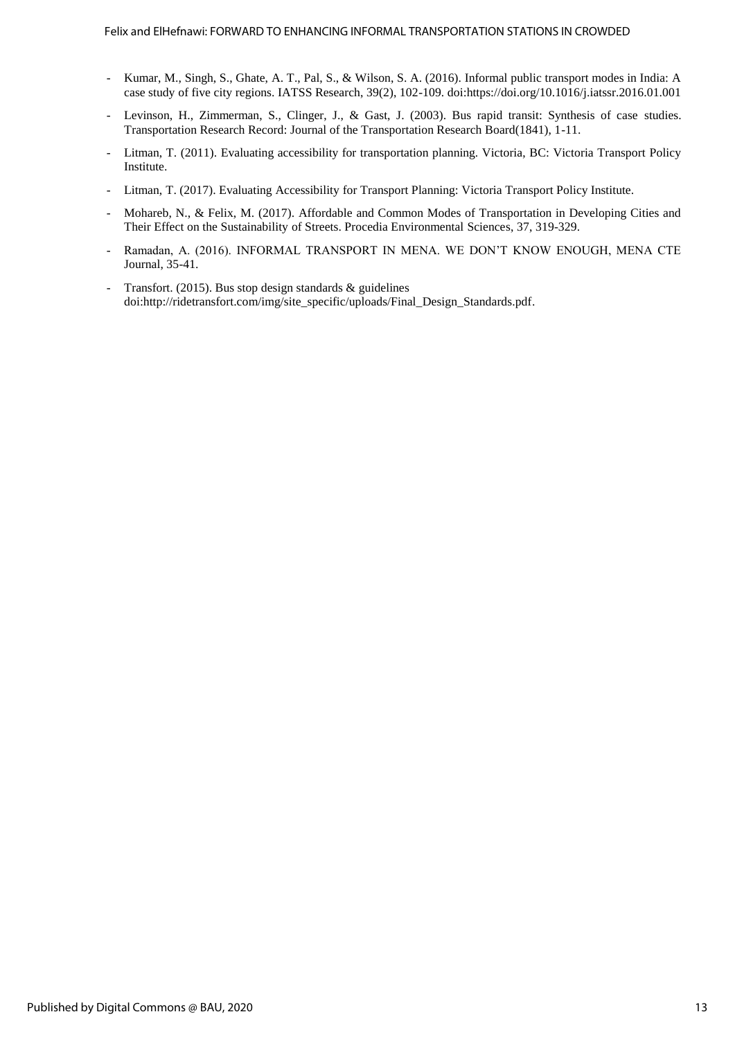- Kumar, M., Singh, S., Ghate, A. T., Pal, S., & Wilson, S. A. (2016). Informal public transport modes in India: A case study of five city regions. IATSS Research, 39(2), 102-109. doi:https://doi.org/10.1016/j.iatssr.2016.01.001
- Levinson, H., Zimmerman, S., Clinger, J., & Gast, J. (2003). Bus rapid transit: Synthesis of case studies. Transportation Research Record: Journal of the Transportation Research Board(1841), 1-11.
- Litman, T. (2011). Evaluating accessibility for transportation planning. Victoria, BC: Victoria Transport Policy Institute.
- Litman, T. (2017). Evaluating Accessibility for Transport Planning: Victoria Transport Policy Institute.
- Mohareb, N., & Felix, M. (2017). Affordable and Common Modes of Transportation in Developing Cities and Their Effect on the Sustainability of Streets. Procedia Environmental Sciences, 37, 319-329.
- Ramadan, A. (2016). INFORMAL TRANSPORT IN MENA. WE DON'T KNOW ENOUGH, MENA CTE Journal, 35-41.
- Transfort. (2015). Bus stop design standards & guidelines doi:http://ridetransfort.com/img/site_specific/uploads/Final_Design_Standards.pdf.